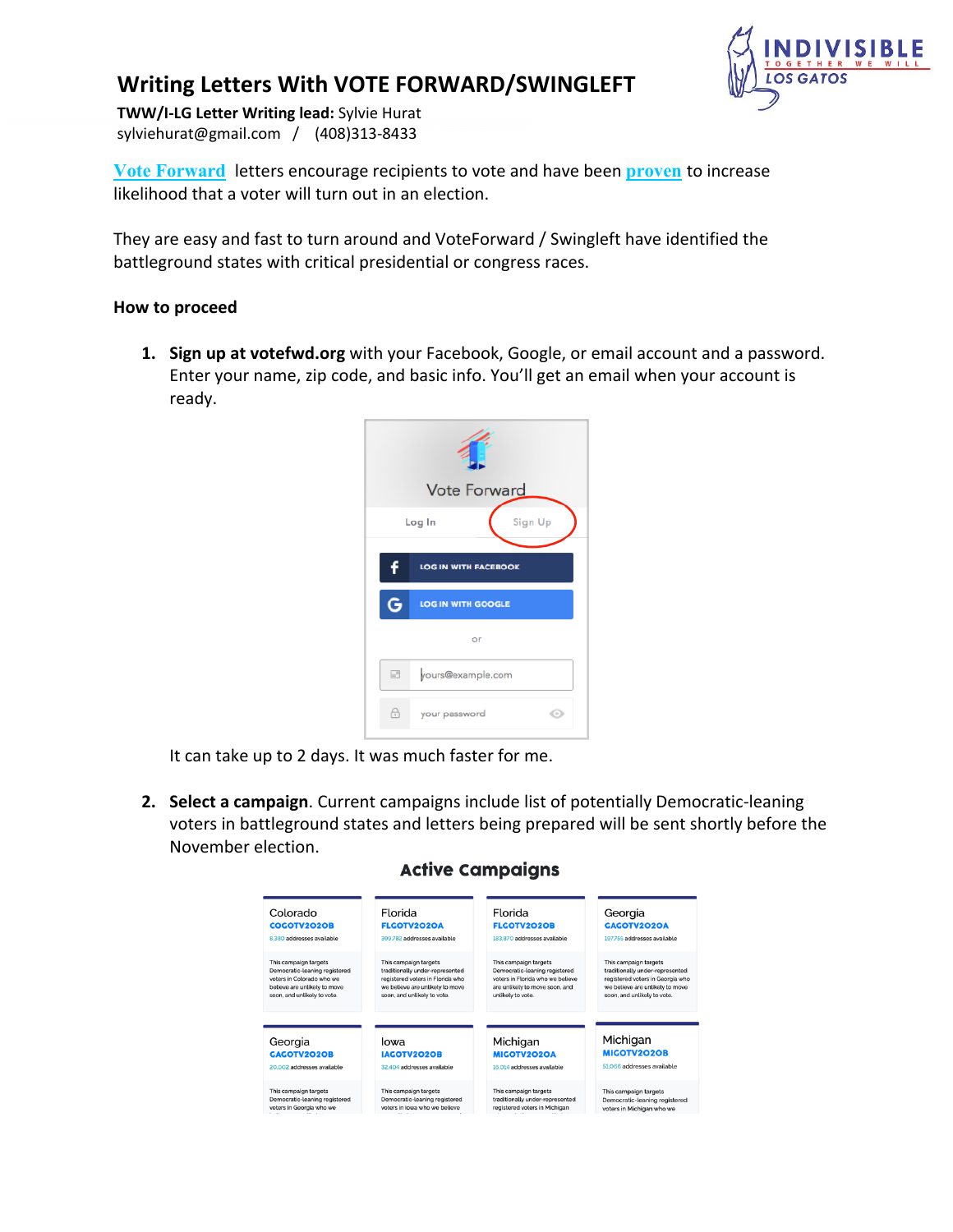# Writing Letters With VOTE FORWARD/SWINGLEFT

**TWW/I-LG Letter Writing lead:** Sylvie Hurat
sylviehurat@gmail.com / (408)313-8433

Vote Forward letters encourage recipients to vote and have been proven to increase likelihood that a voter will turn out in an election.

They are easy and fast to turn around and VoteForward / Swingleft have identified the battleground states with critical presidential or congress races.

**How to proceed**

1. **Sign up at votefwd.org** with your Facebook, Google, or email account and a password. Enter your name, zip code, and basic info. You'll get an email when your account is ready.

   Vote Forward

   Log In | Sign Up

   LOG IN WITH FACEBOOK

   LOG IN WITH GOOGLE

   or

   yours@example.com

   your password

   It can take up to 2 days. It was much faster for me.

2. **Select a campaign**. Current campaigns include list of potentially Democratic-leaning voters in battleground states and letters being prepared will be sent shortly before the November election.

## Active Campaigns

| Colorado | Florida | Florida | Georgia |
|---|---|---|---|
| COGOTV2020B | FLGOTV2020A | FLGOTV2020B | GAGOTV2020A |
| 8,380 addresses available | 399,782 addresses available | 183,870 addresses available | 197,755 addresses available |
| This campaign targets Democratic-leaning registered voters in Colorado who we believe are unlikely to move soon, and unlikely to vote. | This campaign targets traditionally under-represented registered voters in Florida who we believe are unlikely to move soon, and unlikely to vote. | This campaign targets Democratic-leaning registered voters in Florida who we believe are unlikely to move soon, and unlikely to vote. | This campaign targets traditionally under-represented registered voters in Georgia who we believe are unlikely to move soon, and unlikely to vote. |

| Georgia | Iowa | Michigan | Michigan |
|---|---|---|---|
| GAGOTV2020B | IAGOTV2020B | MIGOTV2020A | MIGOTV2020B |
| 20,002 addresses available | 32,404 addresses available | 16,014 addresses available | 51,066 addresses available |
| This campaign targets Democratic-leaning registered voters in Georgia who we | This campaign targets Democratic-leaning registered voters in Iowa who we believe | This campaign targets traditionally under-represented registered voters in Michigan | This campaign targets Democratic-leaning registered voters in Michigan who we |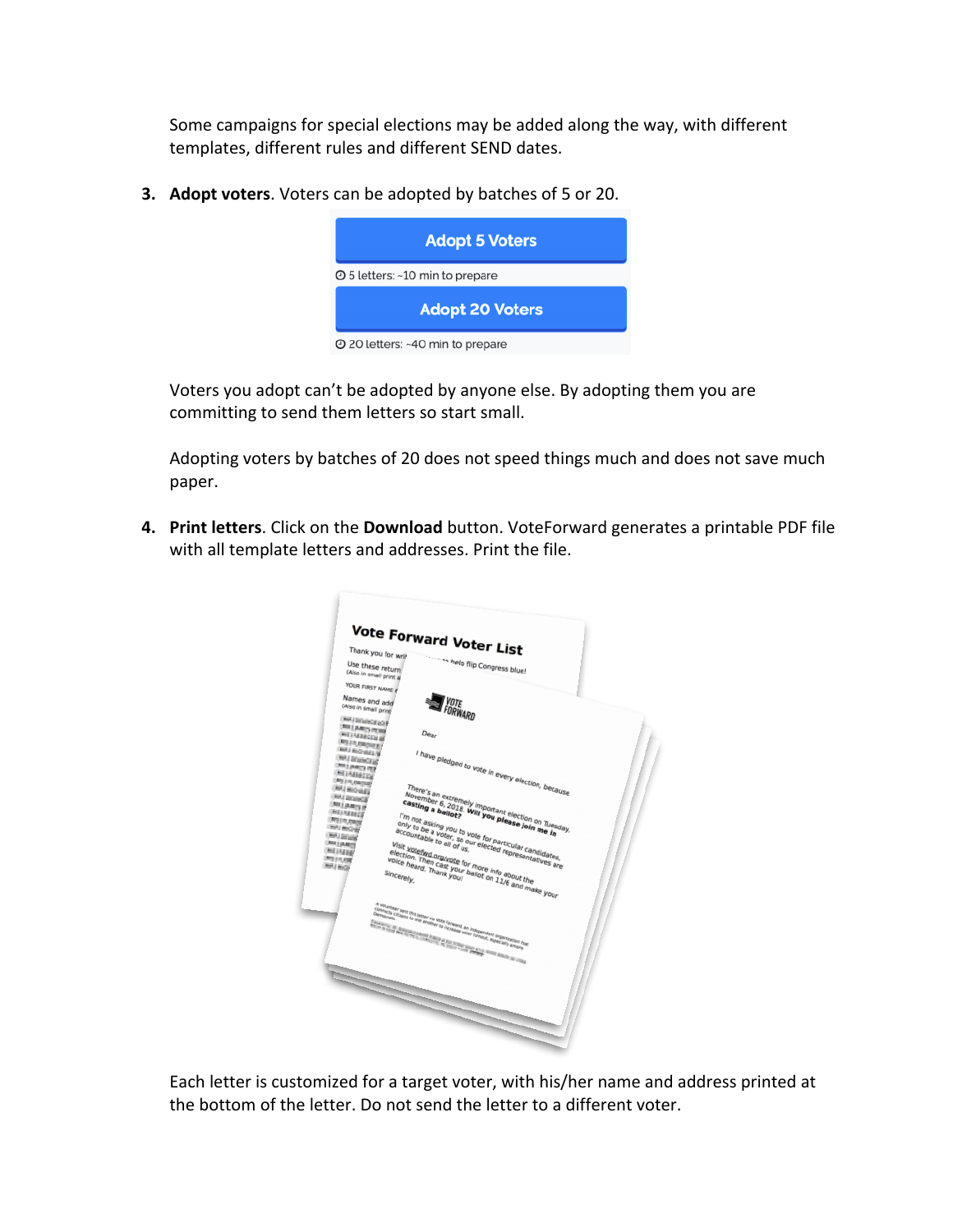Some campaigns for special elections may be added along the way, with different templates, different rules and different SEND dates.

3. **Adopt voters**. Voters can be adopted by batches of 5 or 20.

   Adopt 5 Voters

   5 letters: ~10 min to prepare

   Adopt 20 Voters

   20 letters: ~40 min to prepare

   Voters you adopt can't be adopted by anyone else. By adopting them you are committing to send them letters so start small.

   Adopting voters by batches of 20 does not speed things much and does not save much paper.

4. **Print letters**. Click on the **Download** button. VoteForward generates a printable PDF file with all template letters and addresses. Print the file.

   Each letter is customized for a target voter, with his/her name and address printed at the bottom of the letter. Do not send the letter to a different voter.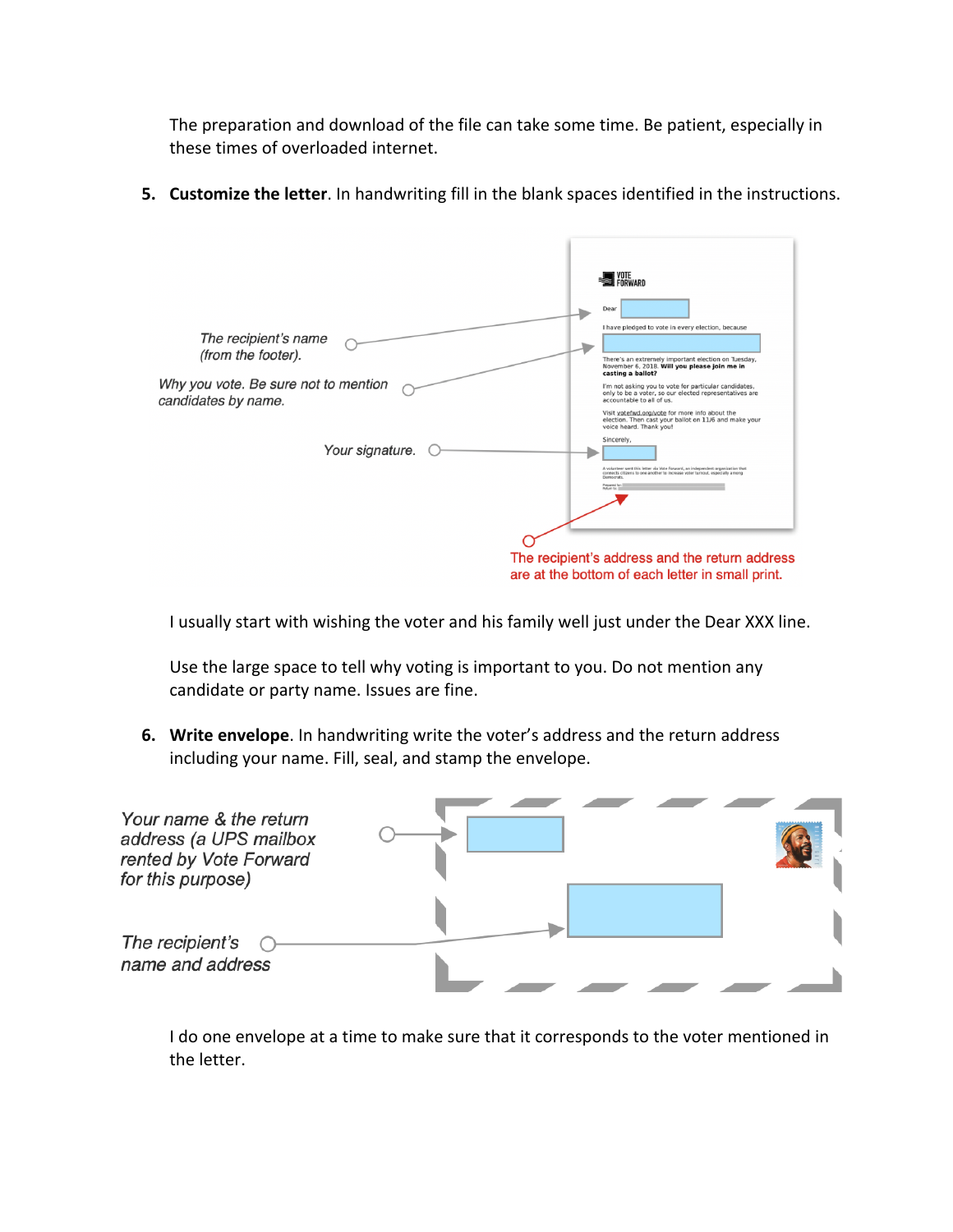The preparation and download of the file can take some time. Be patient, especially in these times of overloaded internet.

5. **Customize the letter**. In handwriting fill in the blank spaces identified in the instructions.

*The recipient's name (from the footer).*

*Why you vote. Be sure not to mention candidates by name.*

*Your signature.*

The recipient's address and the return address are at the bottom of each letter in small print.

I usually start with wishing the voter and his family well just under the Dear XXX line.

Use the large space to tell why voting is important to you. Do not mention any candidate or party name. Issues are fine.

6. **Write envelope**. In handwriting write the voter's address and the return address including your name. Fill, seal, and stamp the envelope.

*Your name & the return address (a UPS mailbox rented by Vote Forward for this purpose)*

*The recipient's name and address*

I do one envelope at a time to make sure that it corresponds to the voter mentioned in the letter.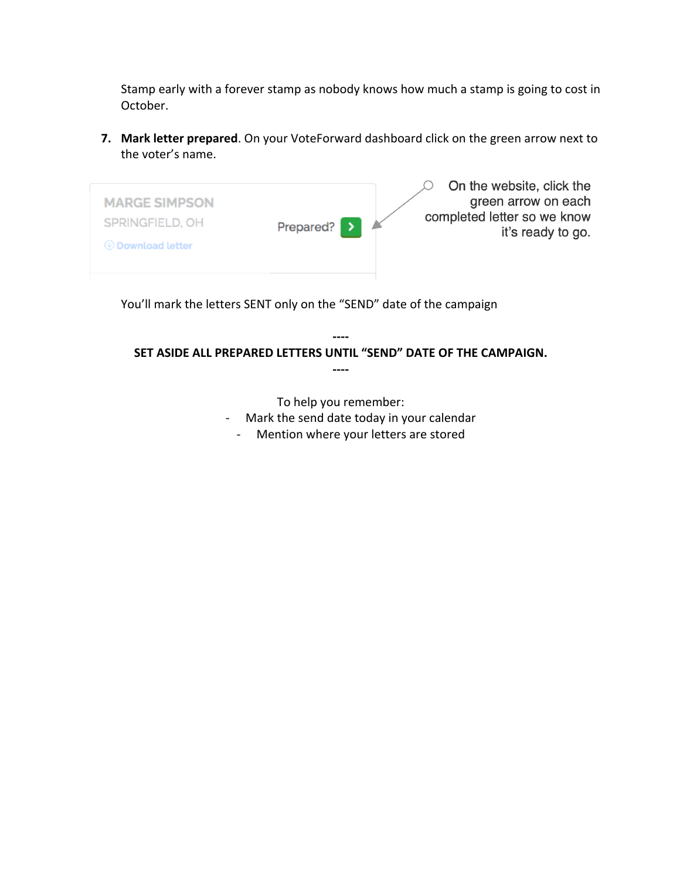Stamp early with a forever stamp as nobody knows how much a stamp is going to cost in October.

7. **Mark letter prepared**. On your VoteForward dashboard click on the green arrow next to the voter's name.

MARGE SIMPSON
SPRINGFIELD, OH
Download letter
Prepared?

On the website, click the green arrow on each completed letter so we know it's ready to go.

You'll mark the letters SENT only on the "SEND" date of the campaign

----

**SET ASIDE ALL PREPARED LETTERS UNTIL "SEND" DATE OF THE CAMPAIGN.**

----

To help you remember:

- Mark the send date today in your calendar
- Mention where your letters are stored